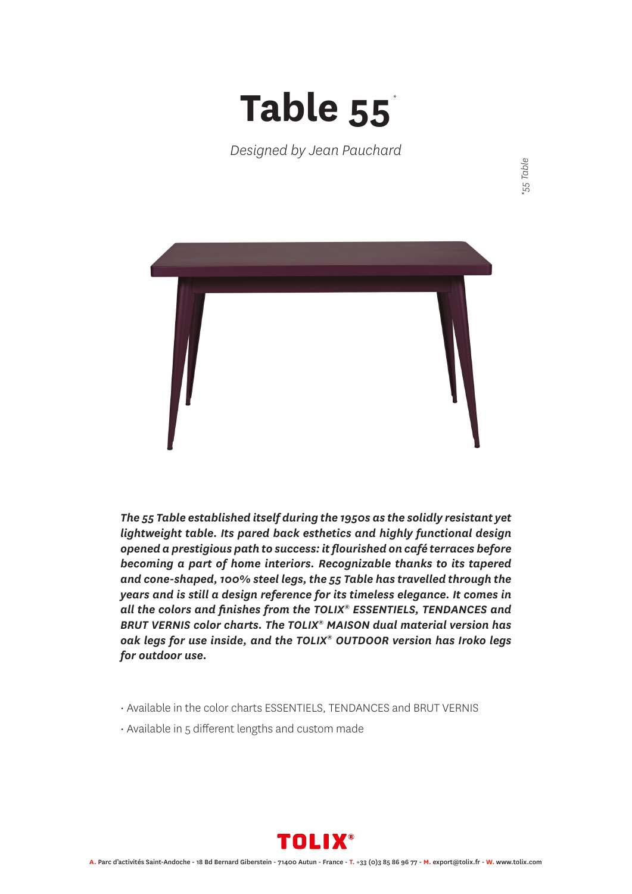# Table 55*

*Designed by Jean Pauchard*

*\*55 Table*

***The 55 Table established itself during the 1950s as the solidly resistant yet lightweight table. Its pared back esthetics and highly functional design opened a prestigious path to success: it flourished on café terraces before becoming a part of home interiors. Recognizable thanks to its tapered and cone-shaped, 100% steel legs, the 55 Table has travelled through the years and is still a design reference for its timeless elegance. It comes in all the colors and finishes from the TOLIX® ESSENTIELS, TENDANCES and BRUT VERNIS color charts. The TOLIX® MAISON dual material version has oak legs for use inside, and the TOLIX® OUTDOOR version has Iroko legs for outdoor use.***

- Available in the color charts ESSENTIELS, TENDANCES and BRUT VERNIS
- Available in 5 different lengths and custom made

**TOLIX®**

**A.** Parc d'activités Saint-Andoche - 18 Bd Bernard Giberstein - 71400 Autun - France - **T.** +33 (0)3 85 86 96 77 - **M.** export@tolix.fr - **W.** www.tolix.com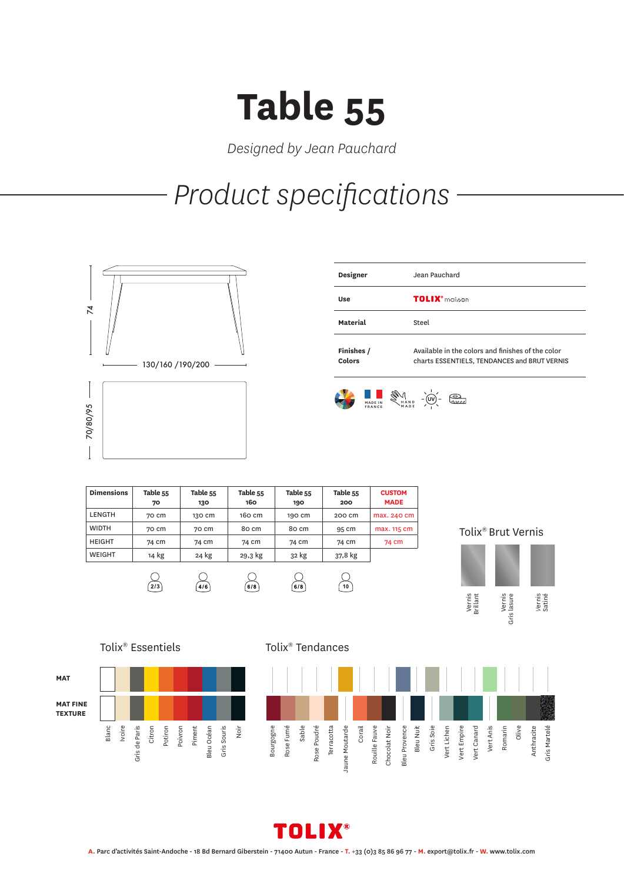# Table 55

*Designed by Jean Pauchard*

## *Product specifications*

74

130/160 /190/200

70/80/95

| | |
|---|---|
| **Designer** | Jean Pauchard |
| **Use** | TOLIX® maison |
| **Material** | Steel |
| **Finishes / Colors** | Available in the colors and finishes of the color charts ESSENTIELS, TENDANCES and BRUT VERNIS |

MADE IN FRANCE — HAND MADE — UV

| Dimensions | Table 55 70 | Table 55 130 | Table 55 160 | Table 55 190 | Table 55 200 | CUSTOM MADE |
|---|---|---|---|---|---|---|
| LENGTH | 70 cm | 130 cm | 160 cm | 190 cm | 200 cm | max. 240 cm |
| WIDTH | 70 cm | 70 cm | 80 cm | 80 cm | 95 cm | max. 115 cm |
| HEIGHT | 74 cm | 74 cm | 74 cm | 74 cm | 74 cm | 74 cm |
| WEIGHT | 14 kg | 24 kg | 29,3 kg | 32 kg | 37,8 kg | |
| | 2/3 | 4/6 | 6/8 | 6/8 | 10 | |

### Tolix® Brut Vernis

Vernis Brillant — Vernis Gris lasure — Vernis Satiné

### Tolix® Essentiels

MAT

MAT FINE TEXTURE

Blanc, Ivoire, Gris de Paris, Citron, Potiron, Poivron, Piment, Bleu Océan, Gris Souris, Noir

### Tolix® Tendances

Bourgogne, Rose Fumé, Sable, Rose Poudré, Terracotta, Jaune Moutarde, Corail, Rouille Fauve, Chocolat Noir, Bleu Provence, Bleu Nuit, Gris Soie, Vert Lichen, Vert Empire, Vert Canard, Vert Anis, Romarin, Olive, Anthracite, Gris Martelé

**TOLIX®**

**A.** Parc d'activités Saint-Andoche - 18 Bd Bernard Giberstein - 71400 Autun - France - **T.** +33 (0)3 85 86 96 77 - **M.** export@tolix.fr - **W.** www.tolix.com